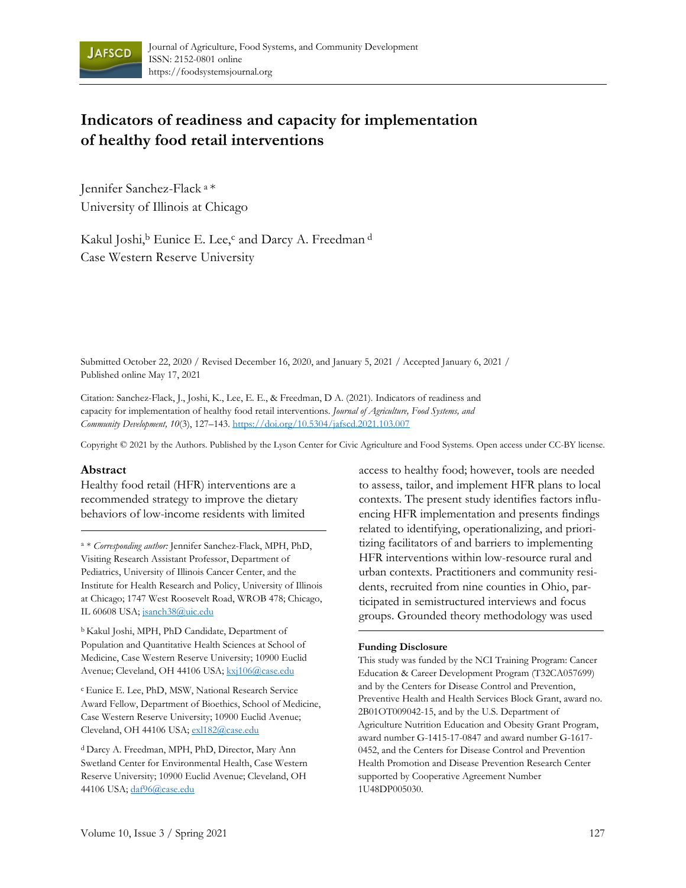# Indicators of readiness and capacity for implementation of healthy food retail interventions

Jennifer Sanchez-Flack [a] *
University of Illinois at Chicago

Kakul Joshi,[b] Eunice E. Lee,[c] and Darcy A. Freedman [d]
Case Western Reserve University

Submitted October 22, 2020 / Revised December 16, 2020, and January 5, 2021 / Accepted January 6, 2021 / Published online May 17, 2021

Citation: Sanchez-Flack, J., Joshi, K., Lee, E. E., & Freedman, D A. (2021). Indicators of readiness and capacity for implementation of healthy food retail interventions. *Journal of Agriculture, Food Systems, and Community Development, 10*(3), 127–143. https://doi.org/10.5304/jafscd.2021.103.007

Copyright © 2021 by the Authors. Published by the Lyson Center for Civic Agriculture and Food Systems. Open access under CC-BY license.

## Abstract

Healthy food retail (HFR) interventions are a recommended strategy to improve the dietary behaviors of low-income residents with limited access to healthy food; however, tools are needed to assess, tailor, and implement HFR plans to local contexts. The present study identifies factors influencing HFR implementation and presents findings related to identifying, operationalizing, and prioritizing facilitators of and barriers to implementing HFR interventions within low-resource rural and urban contexts. Practitioners and community residents, recruited from nine counties in Ohio, participated in semistructured interviews and focus groups. Grounded theory methodology was used

---

[a] * *Corresponding author:* Jennifer Sanchez-Flack, MPH, PhD, Visiting Research Assistant Professor, Department of Pediatrics, University of Illinois Cancer Center, and the Institute for Health Research and Policy, University of Illinois at Chicago; 1747 West Roosevelt Road, WROB 478; Chicago, IL 60608 USA; jsanch38@uic.edu

[b] Kakul Joshi, MPH, PhD Candidate, Department of Population and Quantitative Health Sciences at School of Medicine, Case Western Reserve University; 10900 Euclid Avenue; Cleveland, OH 44106 USA; kxj106@case.edu

[c] Eunice E. Lee, PhD, MSW, National Research Service Award Fellow, Department of Bioethics, School of Medicine, Case Western Reserve University; 10900 Euclid Avenue; Cleveland, OH 44106 USA; exl182@case.edu

[d] Darcy A. Freedman, MPH, PhD, Director, Mary Ann Swetland Center for Environmental Health, Case Western Reserve University; 10900 Euclid Avenue; Cleveland, OH 44106 USA; daf96@case.edu

**Funding Disclosure**

This study was funded by the NCI Training Program: Cancer Education & Career Development Program (T32CA057699) and by the Centers for Disease Control and Prevention, Preventive Health and Health Services Block Grant, award no. 2B01OT009042-15, and by the U.S. Department of Agriculture Nutrition Education and Obesity Grant Program, award number G-1415-17-0847 and award number G-1617-0452, and the Centers for Disease Control and Prevention Health Promotion and Disease Prevention Research Center supported by Cooperative Agreement Number 1U48DP005030.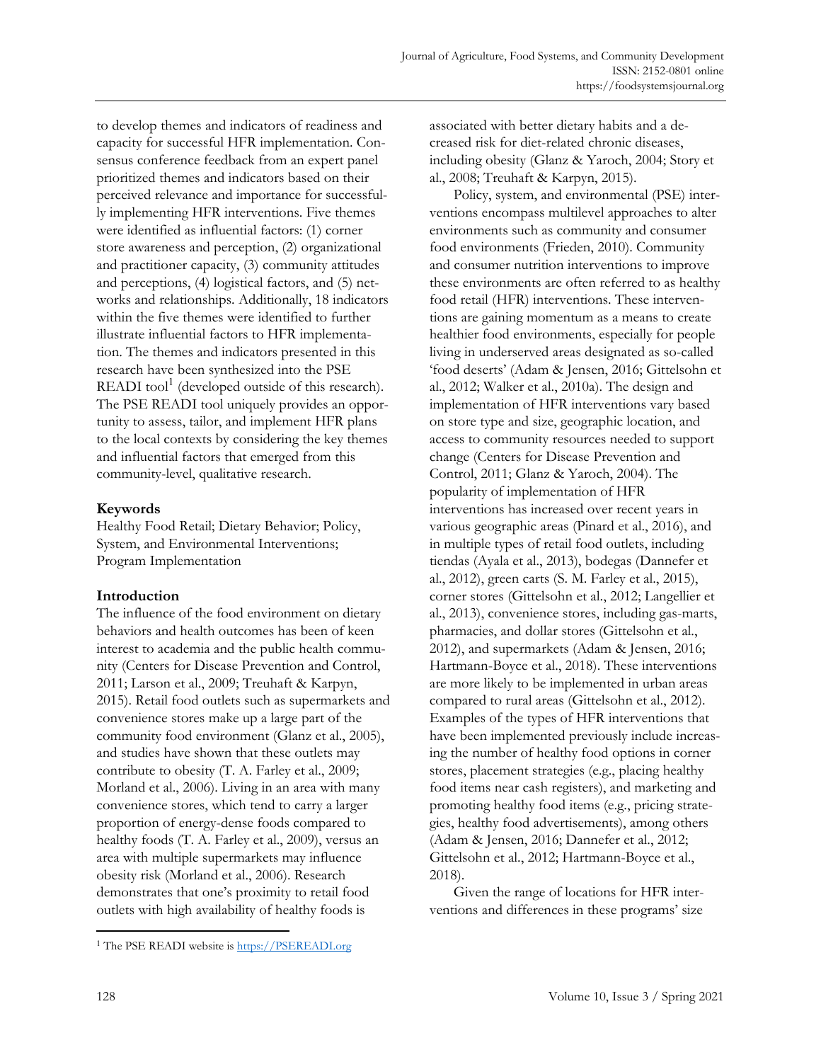to develop themes and indicators of readiness and capacity for successful HFR implementation. Consensus conference feedback from an expert panel prioritized themes and indicators based on their perceived relevance and importance for successfully implementing HFR interventions. Five themes were identified as influential factors: (1) corner store awareness and perception, (2) organizational and practitioner capacity, (3) community attitudes and perceptions, (4) logistical factors, and (5) networks and relationships. Additionally, 18 indicators within the five themes were identified to further illustrate influential factors to HFR implementation. The themes and indicators presented in this research have been synthesized into the PSE READI tool[1] (developed outside of this research). The PSE READI tool uniquely provides an opportunity to assess, tailor, and implement HFR plans to the local contexts by considering the key themes and influential factors that emerged from this community-level, qualitative research.

## Keywords

Healthy Food Retail; Dietary Behavior; Policy, System, and Environmental Interventions; Program Implementation

## Introduction

The influence of the food environment on dietary behaviors and health outcomes has been of keen interest to academia and the public health community (Centers for Disease Prevention and Control, 2011; Larson et al., 2009; Treuhaft & Karpyn, 2015). Retail food outlets such as supermarkets and convenience stores make up a large part of the community food environment (Glanz et al., 2005), and studies have shown that these outlets may contribute to obesity (T. A. Farley et al., 2009; Morland et al., 2006). Living in an area with many convenience stores, which tend to carry a larger proportion of energy-dense foods compared to healthy foods (T. A. Farley et al., 2009), versus an area with multiple supermarkets may influence obesity risk (Morland et al., 2006). Research demonstrates that one's proximity to retail food outlets with high availability of healthy foods is associated with better dietary habits and a decreased risk for diet-related chronic diseases, including obesity (Glanz & Yaroch, 2004; Story et al., 2008; Treuhaft & Karpyn, 2015).

Policy, system, and environmental (PSE) interventions encompass multilevel approaches to alter environments such as community and consumer food environments (Frieden, 2010). Community and consumer nutrition interventions to improve these environments are often referred to as healthy food retail (HFR) interventions. These interventions are gaining momentum as a means to create healthier food environments, especially for people living in underserved areas designated as so-called 'food deserts' (Adam & Jensen, 2016; Gittelsohn et al., 2012; Walker et al., 2010a). The design and implementation of HFR interventions vary based on store type and size, geographic location, and access to community resources needed to support change (Centers for Disease Prevention and Control, 2011; Glanz & Yaroch, 2004). The popularity of implementation of HFR interventions has increased over recent years in various geographic areas (Pinard et al., 2016), and in multiple types of retail food outlets, including tiendas (Ayala et al., 2013), bodegas (Dannefer et al., 2012), green carts (S. M. Farley et al., 2015), corner stores (Gittelsohn et al., 2012; Langellier et al., 2013), convenience stores, including gas-marts, pharmacies, and dollar stores (Gittelsohn et al., 2012), and supermarkets (Adam & Jensen, 2016; Hartmann-Boyce et al., 2018). These interventions are more likely to be implemented in urban areas compared to rural areas (Gittelsohn et al., 2012). Examples of the types of HFR interventions that have been implemented previously include increasing the number of healthy food options in corner stores, placement strategies (e.g., placing healthy food items near cash registers), and marketing and promoting healthy food items (e.g., pricing strategies, healthy food advertisements), among others (Adam & Jensen, 2016; Dannefer et al., 2012; Gittelsohn et al., 2012; Hartmann-Boyce et al., 2018).

Given the range of locations for HFR interventions and differences in these programs' size

[1] The PSE READI website is https://PSEREADI.org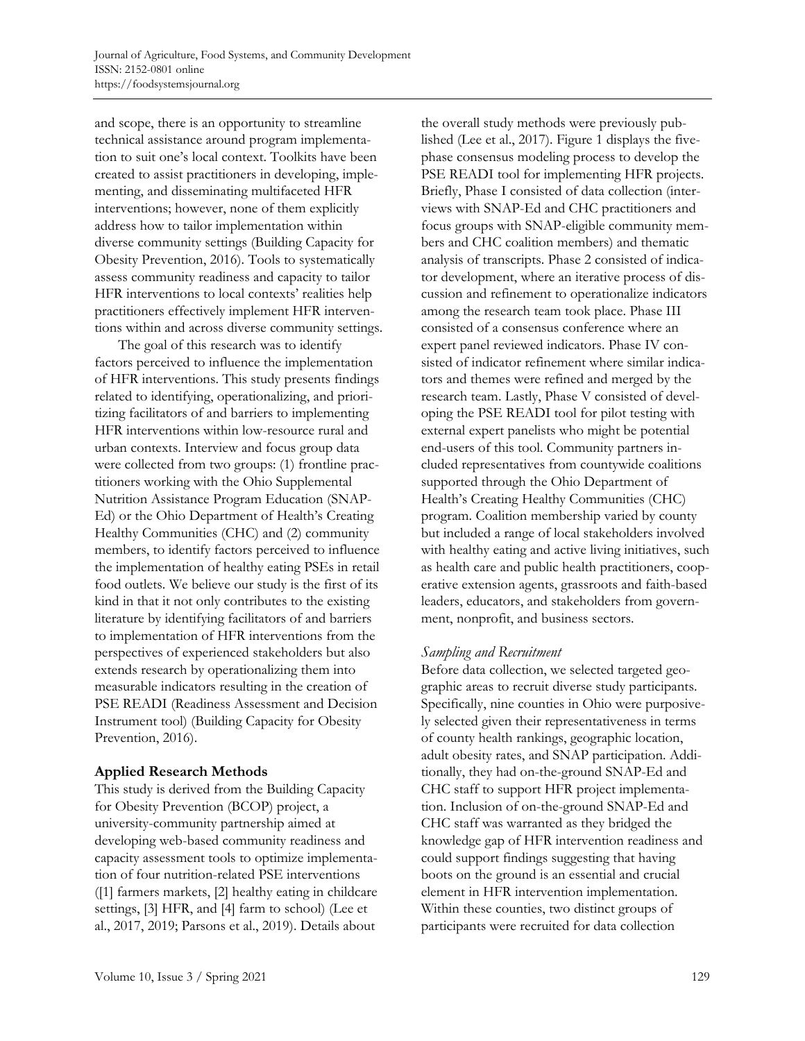and scope, there is an opportunity to streamline technical assistance around program implementation to suit one's local context. Toolkits have been created to assist practitioners in developing, implementing, and disseminating multifaceted HFR interventions; however, none of them explicitly address how to tailor implementation within diverse community settings (Building Capacity for Obesity Prevention, 2016). Tools to systematically assess community readiness and capacity to tailor HFR interventions to local contexts' realities help practitioners effectively implement HFR interventions within and across diverse community settings.

The goal of this research was to identify factors perceived to influence the implementation of HFR interventions. This study presents findings related to identifying, operationalizing, and prioritizing facilitators of and barriers to implementing HFR interventions within low-resource rural and urban contexts. Interview and focus group data were collected from two groups: (1) frontline practitioners working with the Ohio Supplemental Nutrition Assistance Program Education (SNAP-Ed) or the Ohio Department of Health's Creating Healthy Communities (CHC) and (2) community members, to identify factors perceived to influence the implementation of healthy eating PSEs in retail food outlets. We believe our study is the first of its kind in that it not only contributes to the existing literature by identifying facilitators of and barriers to implementation of HFR interventions from the perspectives of experienced stakeholders but also extends research by operationalizing them into measurable indicators resulting in the creation of PSE READI (Readiness Assessment and Decision Instrument tool) (Building Capacity for Obesity Prevention, 2016).

## Applied Research Methods

This study is derived from the Building Capacity for Obesity Prevention (BCOP) project, a university-community partnership aimed at developing web-based community readiness and capacity assessment tools to optimize implementation of four nutrition-related PSE interventions ([1] farmers markets, [2] healthy eating in childcare settings, [3] HFR, and [4] farm to school) (Lee et al., 2017, 2019; Parsons et al., 2019). Details about the overall study methods were previously published (Lee et al., 2017). Figure 1 displays the five-phase consensus modeling process to develop the PSE READI tool for implementing HFR projects. Briefly, Phase I consisted of data collection (interviews with SNAP-Ed and CHC practitioners and focus groups with SNAP-eligible community members and CHC coalition members) and thematic analysis of transcripts. Phase 2 consisted of indicator development, where an iterative process of discussion and refinement to operationalize indicators among the research team took place. Phase III consisted of a consensus conference where an expert panel reviewed indicators. Phase IV consisted of indicator refinement where similar indicators and themes were refined and merged by the research team. Lastly, Phase V consisted of developing the PSE READI tool for pilot testing with external expert panelists who might be potential end-users of this tool. Community partners included representatives from countywide coalitions supported through the Ohio Department of Health's Creating Healthy Communities (CHC) program. Coalition membership varied by county but included a range of local stakeholders involved with healthy eating and active living initiatives, such as health care and public health practitioners, cooperative extension agents, grassroots and faith-based leaders, educators, and stakeholders from government, nonprofit, and business sectors.

### *Sampling and Recruitment*

Before data collection, we selected targeted geographic areas to recruit diverse study participants. Specifically, nine counties in Ohio were purposively selected given their representativeness in terms of county health rankings, geographic location, adult obesity rates, and SNAP participation. Additionally, they had on-the-ground SNAP-Ed and CHC staff to support HFR project implementation. Inclusion of on-the-ground SNAP-Ed and CHC staff was warranted as they bridged the knowledge gap of HFR intervention readiness and could support findings suggesting that having boots on the ground is an essential and crucial element in HFR intervention implementation. Within these counties, two distinct groups of participants were recruited for data collection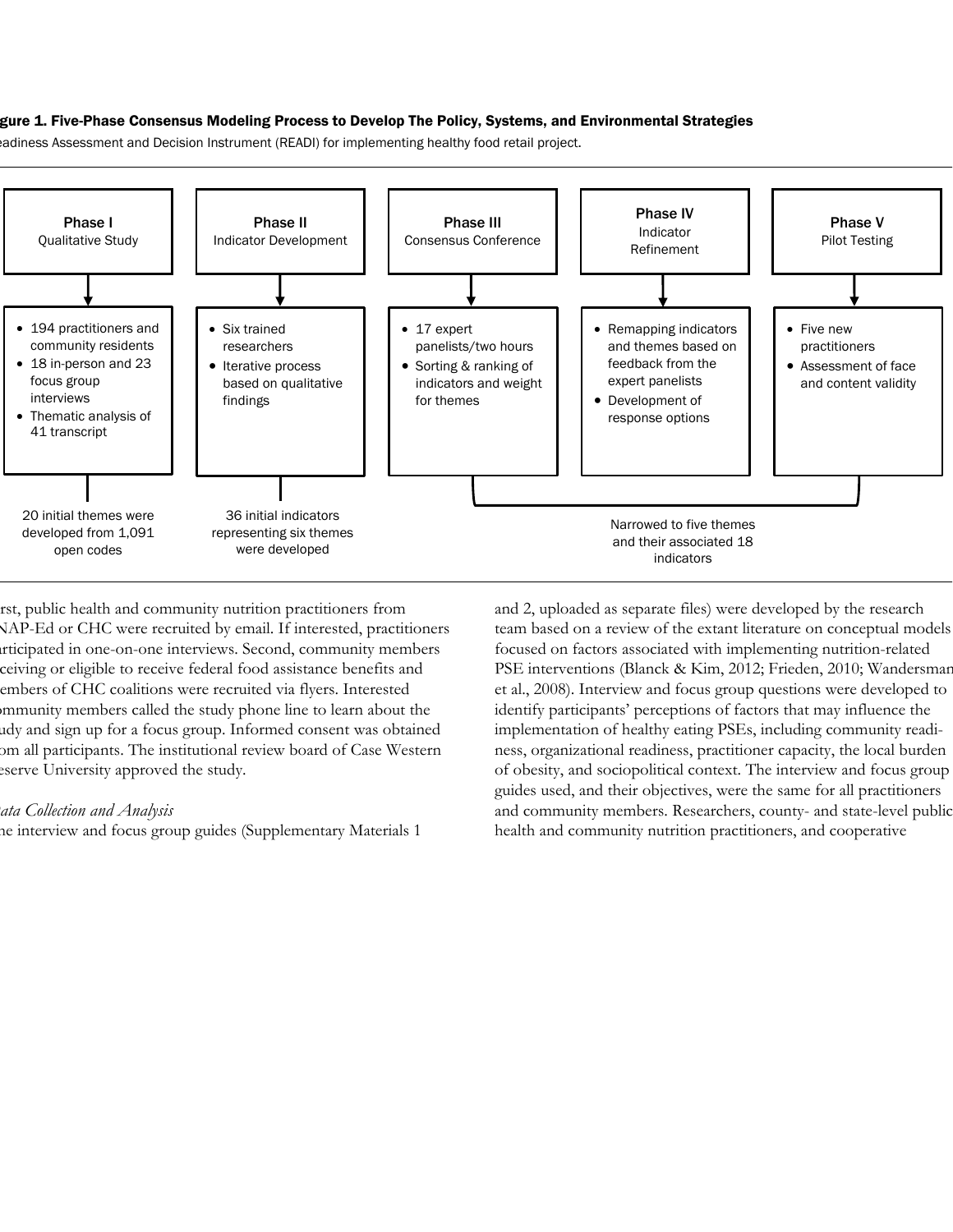**Figure 1. Five-Phase Consensus Modeling Process to Develop The Policy, Systems, and Environmental Strategies** Readiness Assessment and Decision Instrument (READI) for implementing healthy food retail project.

**Phase I** Qualitative Study
- 194 practitioners and community residents
- 18 in-person and 23 focus group interviews
- Thematic analysis of 41 transcript

20 initial themes were developed from 1,091 open codes

**Phase II** Indicator Development
- Six trained researchers
- Iterative process based on qualitative findings

36 initial indicators representing six themes were developed

**Phase III** Consensus Conference
- 17 expert panelists/two hours
- Sorting & ranking of indicators and weight for themes

**Phase IV** Indicator Refinement
- Remapping indicators and themes based on feedback from the expert panelists
- Development of response options

**Phase V** Pilot Testing
- Five new practitioners
- Assessment of face and content validity

Narrowed to five themes and their associated 18 indicators

First, public health and community nutrition practitioners from SNAP-Ed or CHC were recruited by email. If interested, practitioners participated in one-on-one interviews. Second, community members receiving or eligible to receive federal food assistance benefits and members of CHC coalitions were recruited via flyers. Interested community members called the study phone line to learn about the study and sign up for a focus group. Informed consent was obtained from all participants. The institutional review board of Case Western Reserve University approved the study.

*Data Collection and Analysis*

The interview and focus group guides (Supplementary Materials 1 and 2, uploaded as separate files) were developed by the research team based on a review of the extant literature on conceptual models focused on factors associated with implementing nutrition-related PSE interventions (Blanck & Kim, 2012; Frieden, 2010; Wandersman et al., 2008). Interview and focus group questions were developed to identify participants' perceptions of factors that may influence the implementation of healthy eating PSEs, including community readiness, organizational readiness, practitioner capacity, the local burden of obesity, and sociopolitical context. The interview and focus group guides used, and their objectives, were the same for all practitioners and community members. Researchers, county- and state-level public health and community nutrition practitioners, and cooperative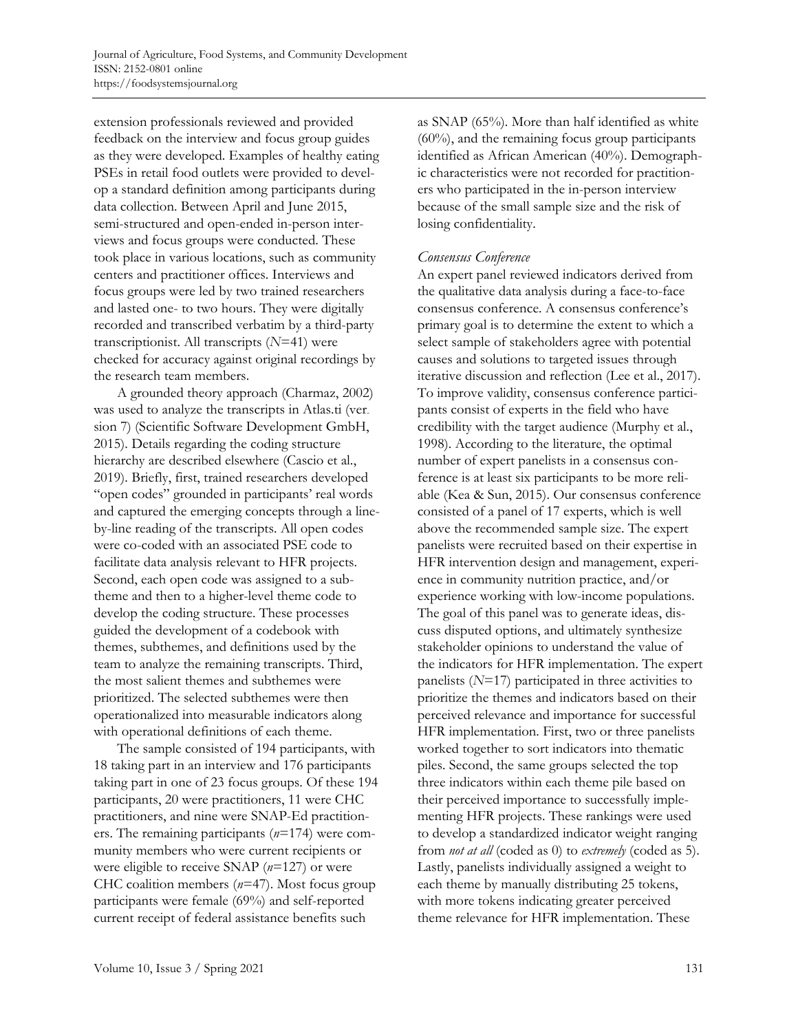extension professionals reviewed and provided feedback on the interview and focus group guides as they were developed. Examples of healthy eating PSEs in retail food outlets were provided to develop a standard definition among participants during data collection. Between April and June 2015, semi-structured and open-ended in-person interviews and focus groups were conducted. These took place in various locations, such as community centers and practitioner offices. Interviews and focus groups were led by two trained researchers and lasted one- to two hours. They were digitally recorded and transcribed verbatim by a third-party transcriptionist. All transcripts (*N*=41) were checked for accuracy against original recordings by the research team members.

A grounded theory approach (Charmaz, 2002) was used to analyze the transcripts in Atlas.ti (version 7) (Scientific Software Development GmbH, 2015). Details regarding the coding structure hierarchy are described elsewhere (Cascio et al., 2019). Briefly, first, trained researchers developed "open codes" grounded in participants' real words and captured the emerging concepts through a line-by-line reading of the transcripts. All open codes were co-coded with an associated PSE code to facilitate data analysis relevant to HFR projects. Second, each open code was assigned to a subtheme and then to a higher-level theme code to develop the coding structure. These processes guided the development of a codebook with themes, subthemes, and definitions used by the team to analyze the remaining transcripts. Third, the most salient themes and subthemes were prioritized. The selected subthemes were then operationalized into measurable indicators along with operational definitions of each theme.

The sample consisted of 194 participants, with 18 taking part in an interview and 176 participants taking part in one of 23 focus groups. Of these 194 participants, 20 were practitioners, 11 were CHC practitioners, and nine were SNAP-Ed practitioners. The remaining participants (*n*=174) were community members who were current recipients or were eligible to receive SNAP (*n*=127) or were CHC coalition members (*n*=47). Most focus group participants were female (69%) and self-reported current receipt of federal assistance benefits such as SNAP (65%). More than half identified as white (60%), and the remaining focus group participants identified as African American (40%). Demographic characteristics were not recorded for practitioners who participated in the in-person interview because of the small sample size and the risk of losing confidentiality.

### *Consensus Conference*

An expert panel reviewed indicators derived from the qualitative data analysis during a face-to-face consensus conference. A consensus conference's primary goal is to determine the extent to which a select sample of stakeholders agree with potential causes and solutions to targeted issues through iterative discussion and reflection (Lee et al., 2017). To improve validity, consensus conference participants consist of experts in the field who have credibility with the target audience (Murphy et al., 1998). According to the literature, the optimal number of expert panelists in a consensus conference is at least six participants to be more reliable (Kea & Sun, 2015). Our consensus conference consisted of a panel of 17 experts, which is well above the recommended sample size. The expert panelists were recruited based on their expertise in HFR intervention design and management, experience in community nutrition practice, and/or experience working with low-income populations. The goal of this panel was to generate ideas, discuss disputed options, and ultimately synthesize stakeholder opinions to understand the value of the indicators for HFR implementation. The expert panelists (*N*=17) participated in three activities to prioritize the themes and indicators based on their perceived relevance and importance for successful HFR implementation. First, two or three panelists worked together to sort indicators into thematic piles. Second, the same groups selected the top three indicators within each theme pile based on their perceived importance to successfully implementing HFR projects. These rankings were used to develop a standardized indicator weight ranging from *not at all* (coded as 0) to *extremely* (coded as 5). Lastly, panelists individually assigned a weight to each theme by manually distributing 25 tokens, with more tokens indicating greater perceived theme relevance for HFR implementation. These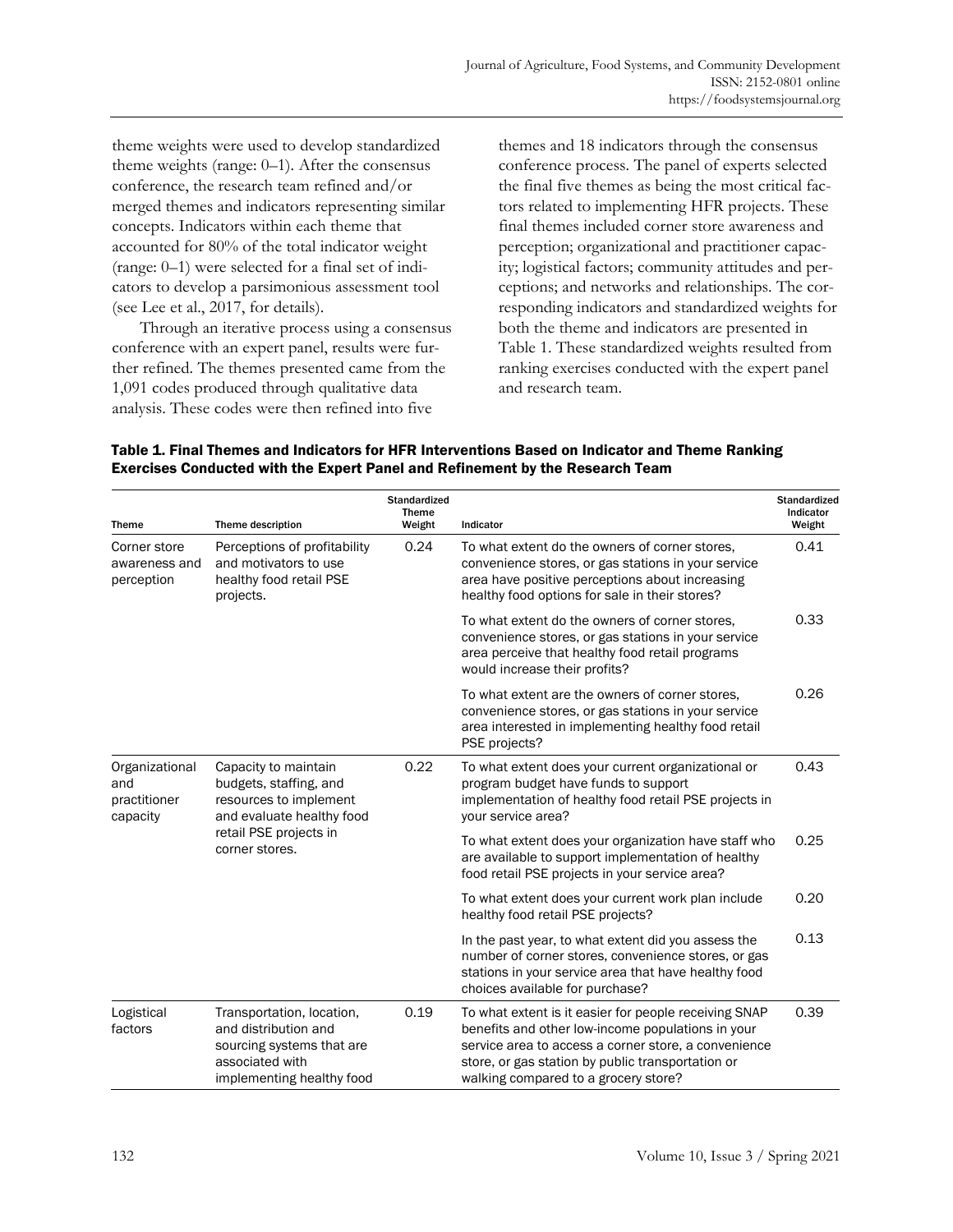theme weights were used to develop standardized theme weights (range: 0–1). After the consensus conference, the research team refined and/or merged themes and indicators representing similar concepts. Indicators within each theme that accounted for 80% of the total indicator weight (range: 0–1) were selected for a final set of indicators to develop a parsimonious assessment tool (see Lee et al., 2017, for details).

Through an iterative process using a consensus conference with an expert panel, results were further refined. The themes presented came from the 1,091 codes produced through qualitative data analysis. These codes were then refined into five themes and 18 indicators through the consensus conference process. The panel of experts selected the final five themes as being the most critical factors related to implementing HFR projects. These final themes included corner store awareness and perception; organizational and practitioner capacity; logistical factors; community attitudes and perceptions; and networks and relationships. The corresponding indicators and standardized weights for both the theme and indicators are presented in Table 1. These standardized weights resulted from ranking exercises conducted with the expert panel and research team.

**Table 1. Final Themes and Indicators for HFR Interventions Based on Indicator and Theme Ranking Exercises Conducted with the Expert Panel and Refinement by the Research Team**

| Theme | Theme description | Standardized Theme Weight | Indicator | Standardized Indicator Weight |
|---|---|---|---|---|
| Corner store awareness and perception | Perceptions of profitability and motivators to use healthy food retail PSE projects. | 0.24 | To what extent do the owners of corner stores, convenience stores, or gas stations in your service area have positive perceptions about increasing healthy food options for sale in their stores? | 0.41 |
| | | | To what extent do the owners of corner stores, convenience stores, or gas stations in your service area perceive that healthy food retail programs would increase their profits? | 0.33 |
| | | | To what extent are the owners of corner stores, convenience stores, or gas stations in your service area interested in implementing healthy food retail PSE projects? | 0.26 |
| Organizational and practitioner capacity | Capacity to maintain budgets, staffing, and resources to implement and evaluate healthy food retail PSE projects in corner stores. | 0.22 | To what extent does your current organizational or program budget have funds to support implementation of healthy food retail PSE projects in your service area? | 0.43 |
| | | | To what extent does your organization have staff who are available to support implementation of healthy food retail PSE projects in your service area? | 0.25 |
| | | | To what extent does your current work plan include healthy food retail PSE projects? | 0.20 |
| | | | In the past year, to what extent did you assess the number of corner stores, convenience stores, or gas stations in your service area that have healthy food choices available for purchase? | 0.13 |
| Logistical factors | Transportation, location, and distribution and sourcing systems that are associated with implementing healthy food | 0.19 | To what extent is it easier for people receiving SNAP benefits and other low-income populations in your service area to access a corner store, a convenience store, or gas station by public transportation or walking compared to a grocery store? | 0.39 |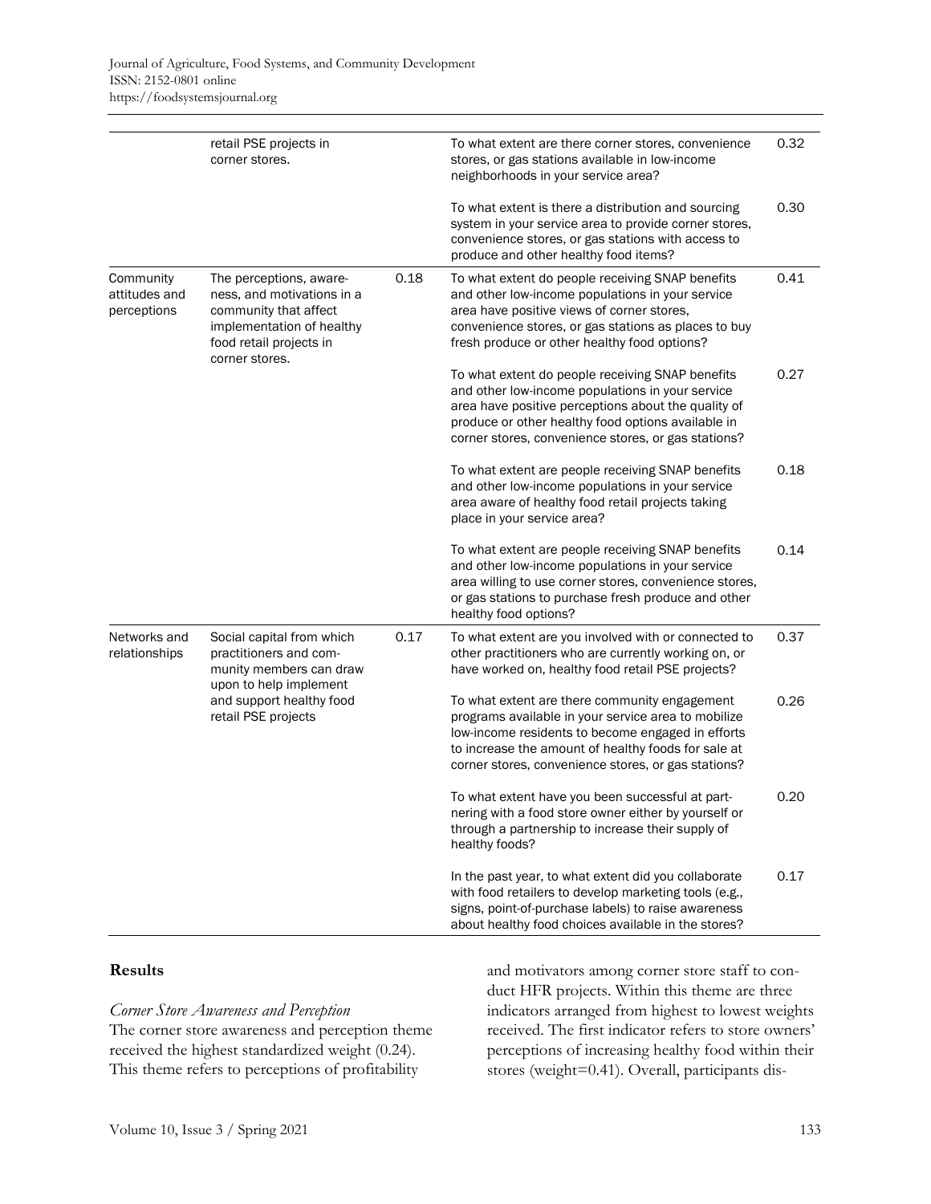| | | | | |
|---|---|---|---|---|
| | retail PSE projects in corner stores. | | To what extent are there corner stores, convenience stores, or gas stations available in low-income neighborhoods in your service area? | 0.32 |
| | | | To what extent is there a distribution and sourcing system in your service area to provide corner stores, convenience stores, or gas stations with access to produce and other healthy food items? | 0.30 |
| Community attitudes and perceptions | The perceptions, awareness, and motivations in a community that affect implementation of healthy food retail projects in corner stores. | 0.18 | To what extent do people receiving SNAP benefits and other low-income populations in your service area have positive views of corner stores, convenience stores, or gas stations as places to buy fresh produce or other healthy food options? | 0.41 |
| | | | To what extent do people receiving SNAP benefits and other low-income populations in your service area have positive perceptions about the quality of produce or other healthy food options available in corner stores, convenience stores, or gas stations? | 0.27 |
| | | | To what extent are people receiving SNAP benefits and other low-income populations in your service area aware of healthy food retail projects taking place in your service area? | 0.18 |
| | | | To what extent are people receiving SNAP benefits and other low-income populations in your service area willing to use corner stores, convenience stores, or gas stations to purchase fresh produce and other healthy food options? | 0.14 |
| Networks and relationships | Social capital from which practitioners and community members can draw upon to help implement and support healthy food retail PSE projects | 0.17 | To what extent are you involved with or connected to other practitioners who are currently working on, or have worked on, healthy food retail PSE projects? | 0.37 |
| | | | To what extent are there community engagement programs available in your service area to mobilize low-income residents to become engaged in efforts to increase the amount of healthy foods for sale at corner stores, convenience stores, or gas stations? | 0.26 |
| | | | To what extent have you been successful at partnering with a food store owner either by yourself or through a partnership to increase their supply of healthy foods? | 0.20 |
| | | | In the past year, to what extent did you collaborate with food retailers to develop marketing tools (e.g., signs, point-of-purchase labels) to raise awareness about healthy food choices available in the stores? | 0.17 |

## Results

### *Corner Store Awareness and Perception*

The corner store awareness and perception theme received the highest standardized weight (0.24). This theme refers to perceptions of profitability and motivators among corner store staff to conduct HFR projects. Within this theme are three indicators arranged from highest to lowest weights received. The first indicator refers to store owners' perceptions of increasing healthy food within their stores (weight=0.41). Overall, participants dis-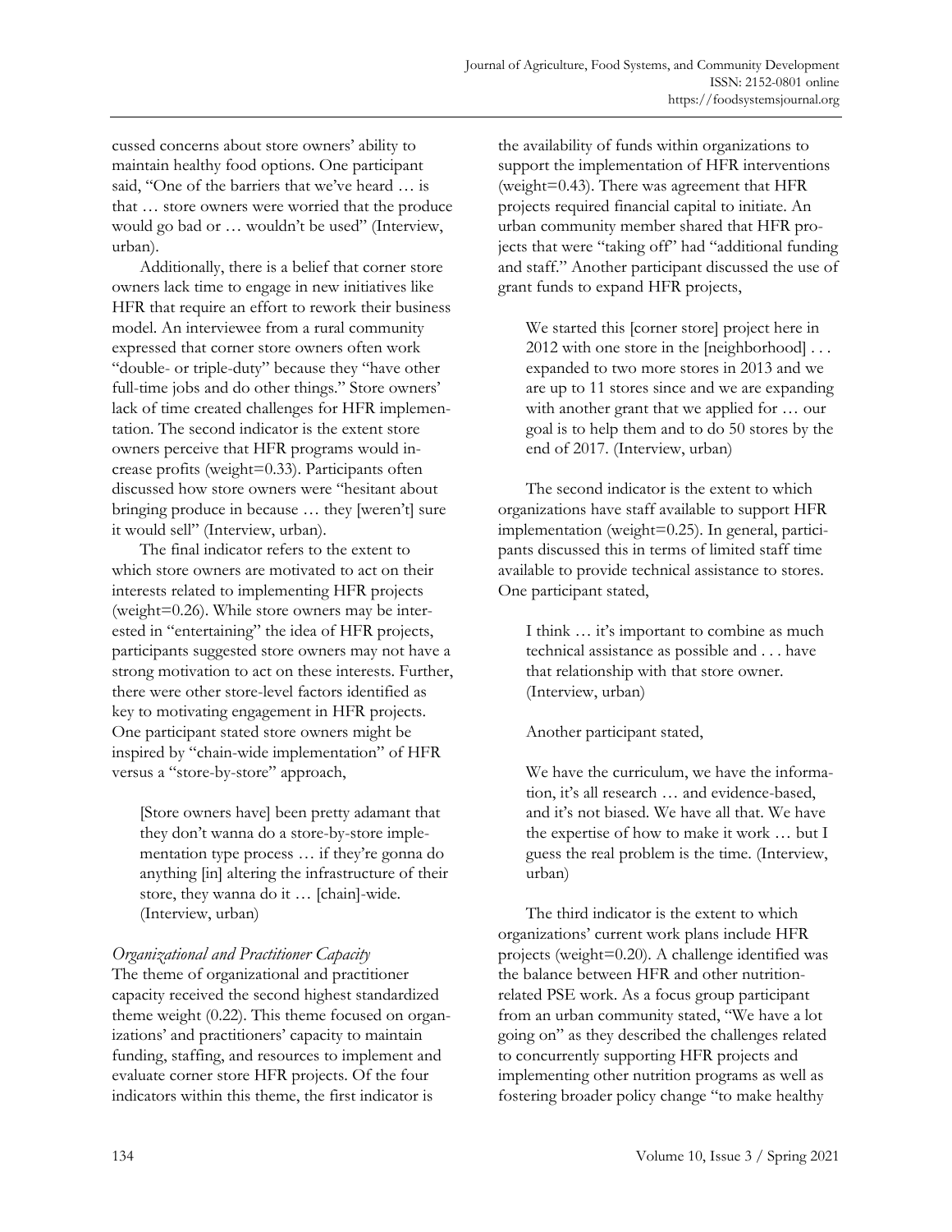cussed concerns about store owners' ability to maintain healthy food options. One participant said, "One of the barriers that we've heard … is that … store owners were worried that the produce would go bad or … wouldn't be used" (Interview, urban).

Additionally, there is a belief that corner store owners lack time to engage in new initiatives like HFR that require an effort to rework their business model. An interviewee from a rural community expressed that corner store owners often work "double- or triple-duty" because they "have other full-time jobs and do other things." Store owners' lack of time created challenges for HFR implementation. The second indicator is the extent store owners perceive that HFR programs would increase profits (weight=0.33). Participants often discussed how store owners were "hesitant about bringing produce in because … they [weren't] sure it would sell" (Interview, urban).

The final indicator refers to the extent to which store owners are motivated to act on their interests related to implementing HFR projects (weight=0.26). While store owners may be interested in "entertaining" the idea of HFR projects, participants suggested store owners may not have a strong motivation to act on these interests. Further, there were other store-level factors identified as key to motivating engagement in HFR projects. One participant stated store owners might be inspired by "chain-wide implementation" of HFR versus a "store-by-store" approach,

> [Store owners have] been pretty adamant that they don't wanna do a store-by-store implementation type process … if they're gonna do anything [in] altering the infrastructure of their store, they wanna do it … [chain]-wide. (Interview, urban)

### *Organizational and Practitioner Capacity*

The theme of organizational and practitioner capacity received the second highest standardized theme weight (0.22). This theme focused on organizations' and practitioners' capacity to maintain funding, staffing, and resources to implement and evaluate corner store HFR projects. Of the four indicators within this theme, the first indicator is the availability of funds within organizations to support the implementation of HFR interventions (weight=0.43). There was agreement that HFR projects required financial capital to initiate. An urban community member shared that HFR projects that were "taking off" had "additional funding and staff." Another participant discussed the use of grant funds to expand HFR projects,

> We started this [corner store] project here in 2012 with one store in the [neighborhood] . . . expanded to two more stores in 2013 and we are up to 11 stores since and we are expanding with another grant that we applied for … our goal is to help them and to do 50 stores by the end of 2017. (Interview, urban)

The second indicator is the extent to which organizations have staff available to support HFR implementation (weight=0.25). In general, participants discussed this in terms of limited staff time available to provide technical assistance to stores. One participant stated,

> I think … it's important to combine as much technical assistance as possible and . . . have that relationship with that store owner. (Interview, urban)

Another participant stated,

> We have the curriculum, we have the information, it's all research … and evidence-based, and it's not biased. We have all that. We have the expertise of how to make it work … but I guess the real problem is the time. (Interview, urban)

The third indicator is the extent to which organizations' current work plans include HFR projects (weight=0.20). A challenge identified was the balance between HFR and other nutrition-related PSE work. As a focus group participant from an urban community stated, "We have a lot going on" as they described the challenges related to concurrently supporting HFR projects and implementing other nutrition programs as well as fostering broader policy change "to make healthy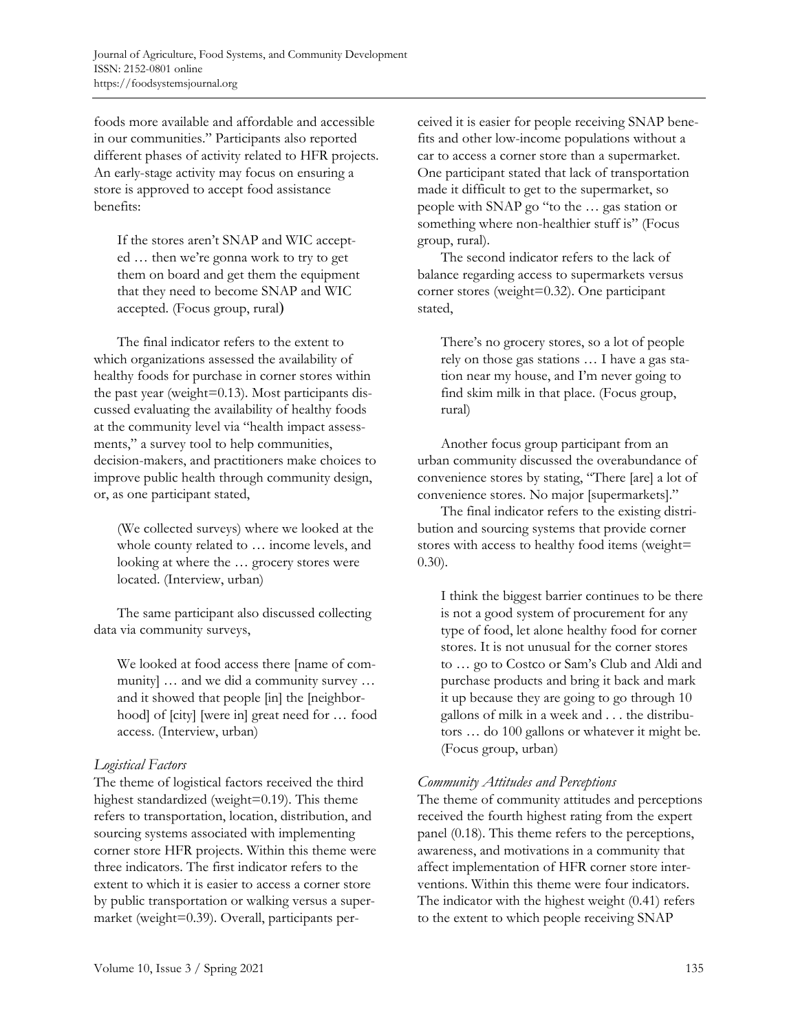foods more available and affordable and accessible in our communities." Participants also reported different phases of activity related to HFR projects. An early-stage activity may focus on ensuring a store is approved to accept food assistance benefits:

> If the stores aren't SNAP and WIC accepted … then we're gonna work to try to get them on board and get them the equipment that they need to become SNAP and WIC accepted. (Focus group, rural)

The final indicator refers to the extent to which organizations assessed the availability of healthy foods for purchase in corner stores within the past year (weight=0.13). Most participants discussed evaluating the availability of healthy foods at the community level via "health impact assessments," a survey tool to help communities, decision-makers, and practitioners make choices to improve public health through community design, or, as one participant stated,

> (We collected surveys) where we looked at the whole county related to … income levels, and looking at where the … grocery stores were located. (Interview, urban)

The same participant also discussed collecting data via community surveys,

> We looked at food access there [name of community] … and we did a community survey … and it showed that people [in] the [neighborhood] of [city] [were in] great need for … food access. (Interview, urban)

### *Logistical Factors*

The theme of logistical factors received the third highest standardized (weight=0.19). This theme refers to transportation, location, distribution, and sourcing systems associated with implementing corner store HFR projects. Within this theme were three indicators. The first indicator refers to the extent to which it is easier to access a corner store by public transportation or walking versus a supermarket (weight=0.39). Overall, participants perceived it is easier for people receiving SNAP benefits and other low-income populations without a car to access a corner store than a supermarket. One participant stated that lack of transportation made it difficult to get to the supermarket, so people with SNAP go "to the … gas station or something where non-healthier stuff is" (Focus group, rural).

The second indicator refers to the lack of balance regarding access to supermarkets versus corner stores (weight=0.32). One participant stated,

> There's no grocery stores, so a lot of people rely on those gas stations … I have a gas station near my house, and I'm never going to find skim milk in that place. (Focus group, rural)

Another focus group participant from an urban community discussed the overabundance of convenience stores by stating, "There [are] a lot of convenience stores. No major [supermarkets]."

The final indicator refers to the existing distribution and sourcing systems that provide corner stores with access to healthy food items (weight= 0.30).

> I think the biggest barrier continues to be there is not a good system of procurement for any type of food, let alone healthy food for corner stores. It is not unusual for the corner stores to … go to Costco or Sam's Club and Aldi and purchase products and bring it back and mark it up because they are going to go through 10 gallons of milk in a week and . . . the distributors … do 100 gallons or whatever it might be. (Focus group, urban)

### *Community Attitudes and Perceptions*

The theme of community attitudes and perceptions received the fourth highest rating from the expert panel (0.18). This theme refers to the perceptions, awareness, and motivations in a community that affect implementation of HFR corner store interventions. Within this theme were four indicators. The indicator with the highest weight (0.41) refers to the extent to which people receiving SNAP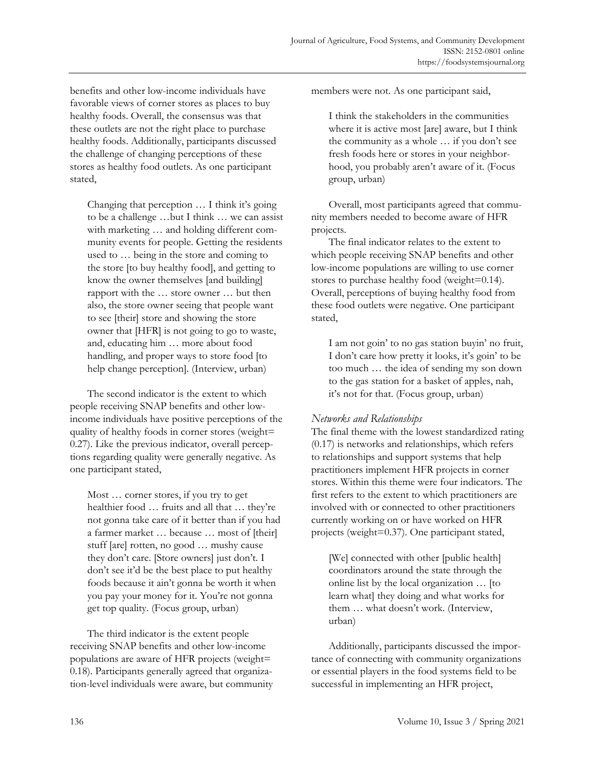benefits and other low-income individuals have favorable views of corner stores as places to buy healthy foods. Overall, the consensus was that these outlets are not the right place to purchase healthy foods. Additionally, participants discussed the challenge of changing perceptions of these stores as healthy food outlets. As one participant stated,

> Changing that perception … I think it's going to be a challenge …but I think … we can assist with marketing … and holding different community events for people. Getting the residents used to … being in the store and coming to the store [to buy healthy food], and getting to know the owner themselves [and building] rapport with the … store owner … but then also, the store owner seeing that people want to see [their] store and showing the store owner that [HFR] is not going to go to waste, and, educating him … more about food handling, and proper ways to store food [to help change perception]. (Interview, urban)

The second indicator is the extent to which people receiving SNAP benefits and other low-income individuals have positive perceptions of the quality of healthy foods in corner stores (weight= 0.27). Like the previous indicator, overall perceptions regarding quality were generally negative. As one participant stated,

> Most … corner stores, if you try to get healthier food … fruits and all that … they're not gonna take care of it better than if you had a farmer market … because … most of [their] stuff [are] rotten, no good … mushy cause they don't care. [Store owners] just don't. I don't see it'd be the best place to put healthy foods because it ain't gonna be worth it when you pay your money for it. You're not gonna get top quality. (Focus group, urban)

The third indicator is the extent people receiving SNAP benefits and other low-income populations are aware of HFR projects (weight= 0.18). Participants generally agreed that organization-level individuals were aware, but community members were not. As one participant said,

> I think the stakeholders in the communities where it is active most [are] aware, but I think the community as a whole … if you don't see fresh foods here or stores in your neighborhood, you probably aren't aware of it. (Focus group, urban)

Overall, most participants agreed that community members needed to become aware of HFR projects.

The final indicator relates to the extent to which people receiving SNAP benefits and other low-income populations are willing to use corner stores to purchase healthy food (weight=0.14). Overall, perceptions of buying healthy food from these food outlets were negative. One participant stated,

> I am not goin' to no gas station buyin' no fruit, I don't care how pretty it looks, it's goin' to be too much … the idea of sending my son down to the gas station for a basket of apples, nah, it's not for that. (Focus group, urban)

### *Networks and Relationships*

The final theme with the lowest standardized rating (0.17) is networks and relationships, which refers to relationships and support systems that help practitioners implement HFR projects in corner stores. Within this theme were four indicators. The first refers to the extent to which practitioners are involved with or connected to other practitioners currently working on or have worked on HFR projects (weight=0.37). One participant stated,

> [We] connected with other [public health] coordinators around the state through the online list by the local organization … [to learn what] they doing and what works for them … what doesn't work. (Interview, urban)

Additionally, participants discussed the importance of connecting with community organizations or essential players in the food systems field to be successful in implementing an HFR project,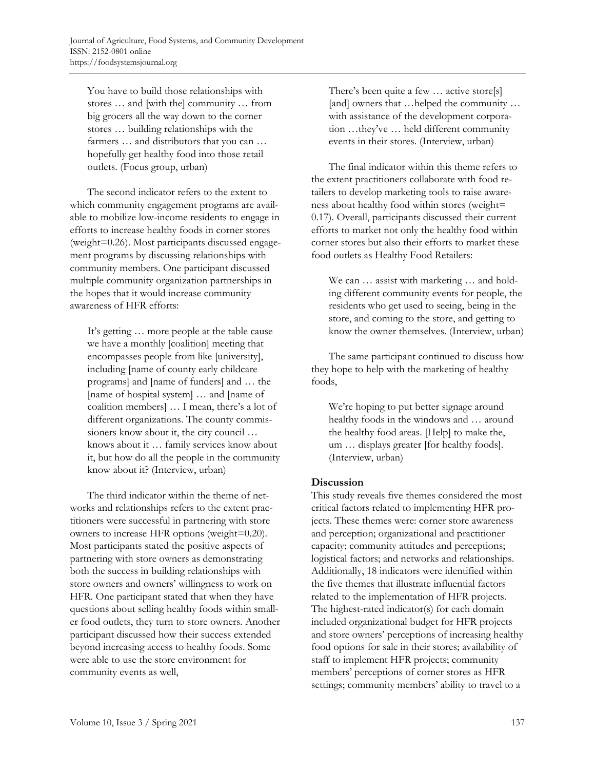> You have to build those relationships with stores … and [with the] community … from big grocers all the way down to the corner stores … building relationships with the farmers … and distributors that you can … hopefully get healthy food into those retail outlets. (Focus group, urban)

The second indicator refers to the extent to which community engagement programs are available to mobilize low-income residents to engage in efforts to increase healthy foods in corner stores (weight=0.26). Most participants discussed engagement programs by discussing relationships with community members. One participant discussed multiple community organization partnerships in the hopes that it would increase community awareness of HFR efforts:

> It's getting … more people at the table cause we have a monthly [coalition] meeting that encompasses people from like [university], including [name of county early childcare programs] and [name of funders] and … the [name of hospital system] … and [name of coalition members] … I mean, there's a lot of different organizations. The county commissioners know about it, the city council … knows about it … family services know about it, but how do all the people in the community know about it? (Interview, urban)

The third indicator within the theme of networks and relationships refers to the extent practitioners were successful in partnering with store owners to increase HFR options (weight=0.20). Most participants stated the positive aspects of partnering with store owners as demonstrating both the success in building relationships with store owners and owners' willingness to work on HFR. One participant stated that when they have questions about selling healthy foods within smaller food outlets, they turn to store owners. Another participant discussed how their success extended beyond increasing access to healthy foods. Some were able to use the store environment for community events as well,

> There's been quite a few … active store[s] [and] owners that …helped the community … with assistance of the development corporation …they've … held different community events in their stores. (Interview, urban)

The final indicator within this theme refers to the extent practitioners collaborate with food retailers to develop marketing tools to raise awareness about healthy food within stores (weight= 0.17). Overall, participants discussed their current efforts to market not only the healthy food within corner stores but also their efforts to market these food outlets as Healthy Food Retailers:

> We can … assist with marketing … and holding different community events for people, the residents who get used to seeing, being in the store, and coming to the store, and getting to know the owner themselves. (Interview, urban)

The same participant continued to discuss how they hope to help with the marketing of healthy foods,

> We're hoping to put better signage around healthy foods in the windows and … around the healthy food areas. [Help] to make the, um … displays greater [for healthy foods]. (Interview, urban)

## Discussion

This study reveals five themes considered the most critical factors related to implementing HFR projects. These themes were: corner store awareness and perception; organizational and practitioner capacity; community attitudes and perceptions; logistical factors; and networks and relationships. Additionally, 18 indicators were identified within the five themes that illustrate influential factors related to the implementation of HFR projects. The highest-rated indicator(s) for each domain included organizational budget for HFR projects and store owners' perceptions of increasing healthy food options for sale in their stores; availability of staff to implement HFR projects; community members' perceptions of corner stores as HFR settings; community members' ability to travel to a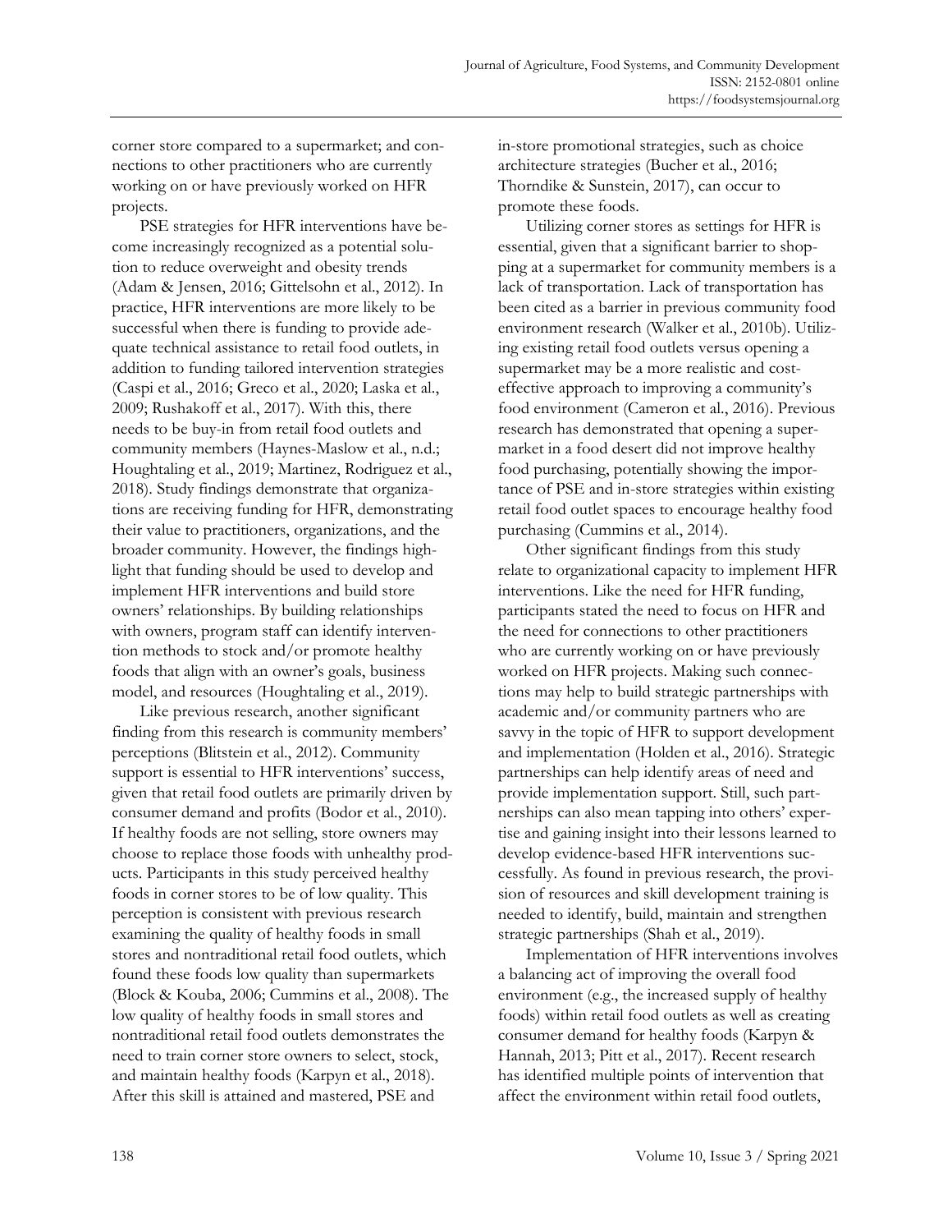corner store compared to a supermarket; and connections to other practitioners who are currently working on or have previously worked on HFR projects.

PSE strategies for HFR interventions have become increasingly recognized as a potential solution to reduce overweight and obesity trends (Adam & Jensen, 2016; Gittelsohn et al., 2012). In practice, HFR interventions are more likely to be successful when there is funding to provide adequate technical assistance to retail food outlets, in addition to funding tailored intervention strategies (Caspi et al., 2016; Greco et al., 2020; Laska et al., 2009; Rushakoff et al., 2017). With this, there needs to be buy-in from retail food outlets and community members (Haynes-Maslow et al., n.d.; Houghtaling et al., 2019; Martinez, Rodriguez et al., 2018). Study findings demonstrate that organizations are receiving funding for HFR, demonstrating their value to practitioners, organizations, and the broader community. However, the findings highlight that funding should be used to develop and implement HFR interventions and build store owners' relationships. By building relationships with owners, program staff can identify intervention methods to stock and/or promote healthy foods that align with an owner's goals, business model, and resources (Houghtaling et al., 2019).

Like previous research, another significant finding from this research is community members' perceptions (Blitstein et al., 2012). Community support is essential to HFR interventions' success, given that retail food outlets are primarily driven by consumer demand and profits (Bodor et al., 2010). If healthy foods are not selling, store owners may choose to replace those foods with unhealthy products. Participants in this study perceived healthy foods in corner stores to be of low quality. This perception is consistent with previous research examining the quality of healthy foods in small stores and nontraditional retail food outlets, which found these foods low quality than supermarkets (Block & Kouba, 2006; Cummins et al., 2008). The low quality of healthy foods in small stores and nontraditional retail food outlets demonstrates the need to train corner store owners to select, stock, and maintain healthy foods (Karpyn et al., 2018). After this skill is attained and mastered, PSE and in-store promotional strategies, such as choice architecture strategies (Bucher et al., 2016; Thorndike & Sunstein, 2017), can occur to promote these foods.

Utilizing corner stores as settings for HFR is essential, given that a significant barrier to shopping at a supermarket for community members is a lack of transportation. Lack of transportation has been cited as a barrier in previous community food environment research (Walker et al., 2010b). Utilizing existing retail food outlets versus opening a supermarket may be a more realistic and cost-effective approach to improving a community's food environment (Cameron et al., 2016). Previous research has demonstrated that opening a supermarket in a food desert did not improve healthy food purchasing, potentially showing the importance of PSE and in-store strategies within existing retail food outlet spaces to encourage healthy food purchasing (Cummins et al., 2014).

Other significant findings from this study relate to organizational capacity to implement HFR interventions. Like the need for HFR funding, participants stated the need to focus on HFR and the need for connections to other practitioners who are currently working on or have previously worked on HFR projects. Making such connections may help to build strategic partnerships with academic and/or community partners who are savvy in the topic of HFR to support development and implementation (Holden et al., 2016). Strategic partnerships can help identify areas of need and provide implementation support. Still, such partnerships can also mean tapping into others' expertise and gaining insight into their lessons learned to develop evidence-based HFR interventions successfully. As found in previous research, the provision of resources and skill development training is needed to identify, build, maintain and strengthen strategic partnerships (Shah et al., 2019).

Implementation of HFR interventions involves a balancing act of improving the overall food environment (e.g., the increased supply of healthy foods) within retail food outlets as well as creating consumer demand for healthy foods (Karpyn & Hannah, 2013; Pitt et al., 2017). Recent research has identified multiple points of intervention that affect the environment within retail food outlets,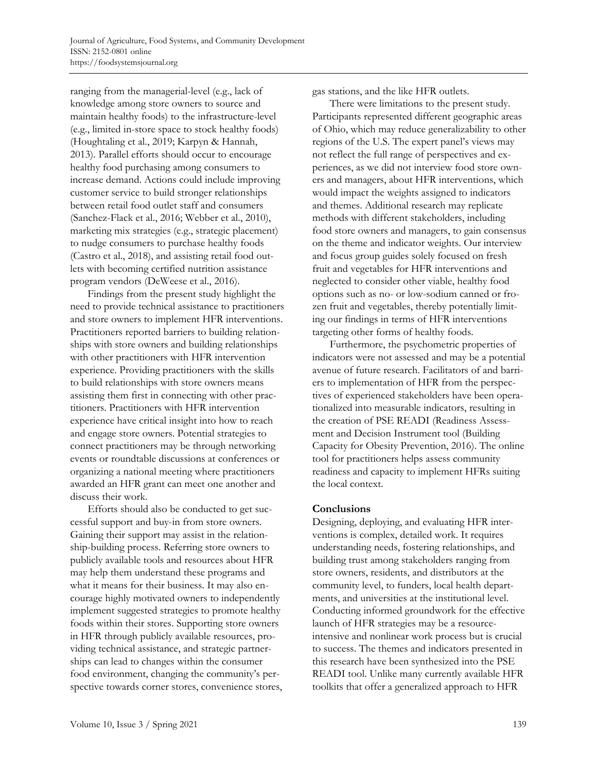ranging from the managerial-level (e.g., lack of knowledge among store owners to source and maintain healthy foods) to the infrastructure-level (e.g., limited in-store space to stock healthy foods) (Houghtaling et al., 2019; Karpyn & Hannah, 2013). Parallel efforts should occur to encourage healthy food purchasing among consumers to increase demand. Actions could include improving customer service to build stronger relationships between retail food outlet staff and consumers (Sanchez-Flack et al., 2016; Webber et al., 2010), marketing mix strategies (e.g., strategic placement) to nudge consumers to purchase healthy foods (Castro et al., 2018), and assisting retail food outlets with becoming certified nutrition assistance program vendors (DeWeese et al., 2016).

Findings from the present study highlight the need to provide technical assistance to practitioners and store owners to implement HFR interventions. Practitioners reported barriers to building relationships with store owners and building relationships with other practitioners with HFR intervention experience. Providing practitioners with the skills to build relationships with store owners means assisting them first in connecting with other practitioners. Practitioners with HFR intervention experience have critical insight into how to reach and engage store owners. Potential strategies to connect practitioners may be through networking events or roundtable discussions at conferences or organizing a national meeting where practitioners awarded an HFR grant can meet one another and discuss their work.

Efforts should also be conducted to get successful support and buy-in from store owners. Gaining their support may assist in the relationship-building process. Referring store owners to publicly available tools and resources about HFR may help them understand these programs and what it means for their business. It may also encourage highly motivated owners to independently implement suggested strategies to promote healthy foods within their stores. Supporting store owners in HFR through publicly available resources, providing technical assistance, and strategic partnerships can lead to changes within the consumer food environment, changing the community's perspective towards corner stores, convenience stores, gas stations, and the like HFR outlets.

There were limitations to the present study. Participants represented different geographic areas of Ohio, which may reduce generalizability to other regions of the U.S. The expert panel's views may not reflect the full range of perspectives and experiences, as we did not interview food store owners and managers, about HFR interventions, which would impact the weights assigned to indicators and themes. Additional research may replicate methods with different stakeholders, including food store owners and managers, to gain consensus on the theme and indicator weights. Our interview and focus group guides solely focused on fresh fruit and vegetables for HFR interventions and neglected to consider other viable, healthy food options such as no- or low-sodium canned or frozen fruit and vegetables, thereby potentially limiting our findings in terms of HFR interventions targeting other forms of healthy foods.

Furthermore, the psychometric properties of indicators were not assessed and may be a potential avenue of future research. Facilitators of and barriers to implementation of HFR from the perspectives of experienced stakeholders have been operationalized into measurable indicators, resulting in the creation of PSE READI (Readiness Assessment and Decision Instrument tool (Building Capacity for Obesity Prevention, 2016). The online tool for practitioners helps assess community readiness and capacity to implement HFRs suiting the local context.

## Conclusions

Designing, deploying, and evaluating HFR interventions is complex, detailed work. It requires understanding needs, fostering relationships, and building trust among stakeholders ranging from store owners, residents, and distributors at the community level, to funders, local health departments, and universities at the institutional level. Conducting informed groundwork for the effective launch of HFR strategies may be a resource-intensive and nonlinear work process but is crucial to success. The themes and indicators presented in this research have been synthesized into the PSE READI tool. Unlike many currently available HFR toolkits that offer a generalized approach to HFR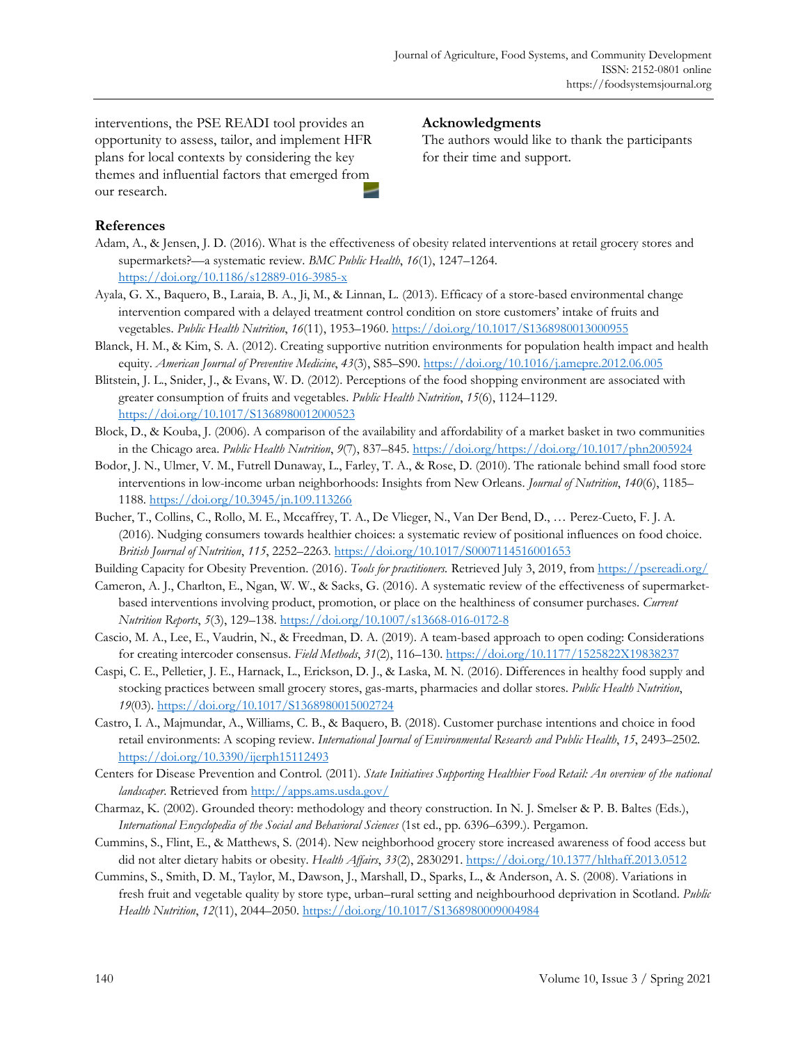interventions, the PSE READI tool provides an opportunity to assess, tailor, and implement HFR plans for local contexts by considering the key themes and influential factors that emerged from our research.

## Acknowledgments

The authors would like to thank the participants for their time and support.

## References

Adam, A., & Jensen, J. D. (2016). What is the effectiveness of obesity related interventions at retail grocery stores and supermarkets?—a systematic review. *BMC Public Health*, *16*(1), 1247–1264. https://doi.org/10.1186/s12889-016-3985-x

Ayala, G. X., Baquero, B., Laraia, B. A., Ji, M., & Linnan, L. (2013). Efficacy of a store-based environmental change intervention compared with a delayed treatment control condition on store customers' intake of fruits and vegetables. *Public Health Nutrition*, *16*(11), 1953–1960. https://doi.org/10.1017/S1368980013000955

Blanck, H. M., & Kim, S. A. (2012). Creating supportive nutrition environments for population health impact and health equity. *American Journal of Preventive Medicine*, *43*(3), S85–S90. https://doi.org/10.1016/j.amepre.2012.06.005

Blitstein, J. L., Snider, J., & Evans, W. D. (2012). Perceptions of the food shopping environment are associated with greater consumption of fruits and vegetables. *Public Health Nutrition*, *15*(6), 1124–1129. https://doi.org/10.1017/S1368980012000523

Block, D., & Kouba, J. (2006). A comparison of the availability and affordability of a market basket in two communities in the Chicago area. *Public Health Nutrition*, *9*(7), 837–845. https://doi.org/https://doi.org/10.1017/phn2005924

Bodor, J. N., Ulmer, V. M., Futrell Dunaway, L., Farley, T. A., & Rose, D. (2010). The rationale behind small food store interventions in low-income urban neighborhoods: Insights from New Orleans. *Journal of Nutrition*, *140*(6), 1185–1188. https://doi.org/10.3945/jn.109.113266

Bucher, T., Collins, C., Rollo, M. E., Mccaffrey, T. A., De Vlieger, N., Van Der Bend, D., … Perez-Cueto, F. J. A. (2016). Nudging consumers towards healthier choices: a systematic review of positional influences on food choice. *British Journal of Nutrition*, *115*, 2252–2263. https://doi.org/10.1017/S0007114516001653

Building Capacity for Obesity Prevention. (2016). *Tools for practitioners.* Retrieved July 3, 2019, from https://psereadi.org/

Cameron, A. J., Charlton, E., Ngan, W. W., & Sacks, G. (2016). A systematic review of the effectiveness of supermarket-based interventions involving product, promotion, or place on the healthiness of consumer purchases. *Current Nutrition Reports*, *5*(3), 129–138. https://doi.org/10.1007/s13668-016-0172-8

Cascio, M. A., Lee, E., Vaudrin, N., & Freedman, D. A. (2019). A team-based approach to open coding: Considerations for creating intercoder consensus. *Field Methods*, *31*(2), 116–130. https://doi.org/10.1177/1525822X19838237

Caspi, C. E., Pelletier, J. E., Harnack, L., Erickson, D. J., & Laska, M. N. (2016). Differences in healthy food supply and stocking practices between small grocery stores, gas-marts, pharmacies and dollar stores. *Public Health Nutrition*, *19*(03). https://doi.org/10.1017/S1368980015002724

Castro, I. A., Majmundar, A., Williams, C. B., & Baquero, B. (2018). Customer purchase intentions and choice in food retail environments: A scoping review. *International Journal of Environmental Research and Public Health*, *15*, 2493–2502. https://doi.org/10.3390/ijerph15112493

Centers for Disease Prevention and Control. (2011). *State Initiatives Supporting Healthier Food Retail: An overview of the national landscaper*. Retrieved from http://apps.ams.usda.gov/

Charmaz, K. (2002). Grounded theory: methodology and theory construction. In N. J. Smelser & P. B. Baltes (Eds.), *International Encyclopedia of the Social and Behavioral Sciences* (1st ed., pp. 6396–6399.). Pergamon.

Cummins, S., Flint, E., & Matthews, S. (2014). New neighborhood grocery store increased awareness of food access but did not alter dietary habits or obesity. *Health Affairs*, *33*(2), 2830291. https://doi.org/10.1377/hlthaff.2013.0512

Cummins, S., Smith, D. M., Taylor, M., Dawson, J., Marshall, D., Sparks, L., & Anderson, A. S. (2008). Variations in fresh fruit and vegetable quality by store type, urban–rural setting and neighbourhood deprivation in Scotland. *Public Health Nutrition*, *12*(11), 2044–2050. https://doi.org/10.1017/S1368980009004984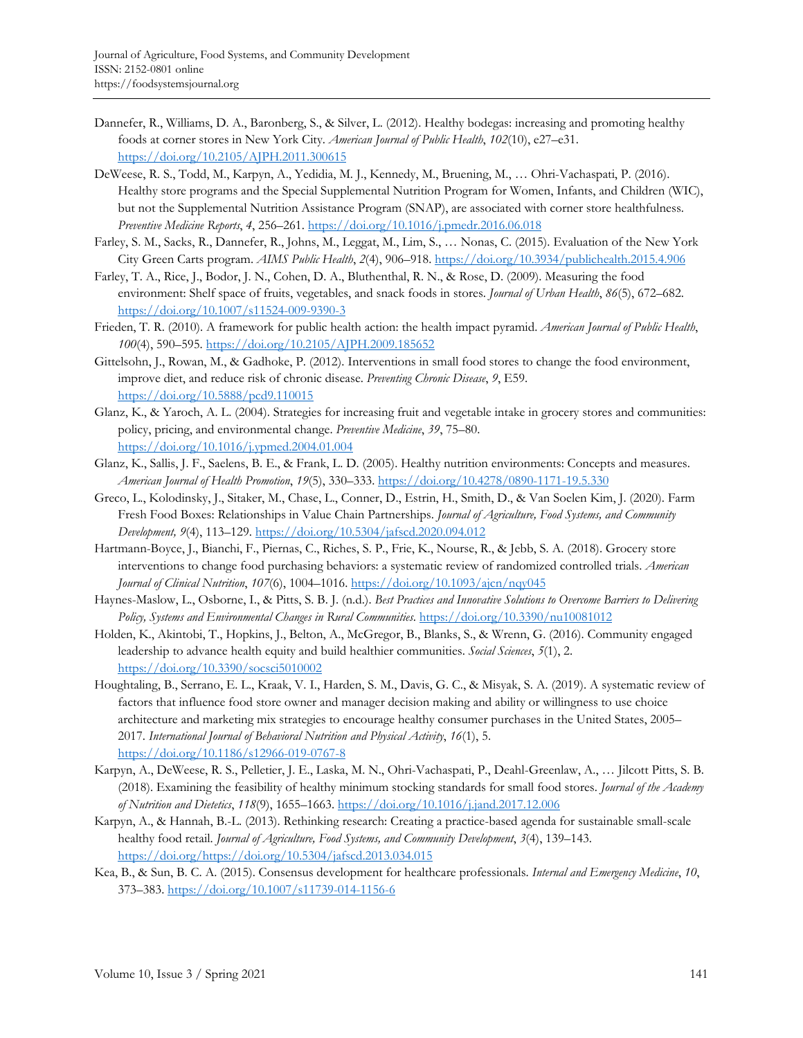Dannefer, R., Williams, D. A., Baronberg, S., & Silver, L. (2012). Healthy bodegas: increasing and promoting healthy foods at corner stores in New York City. *American Journal of Public Health*, *102*(10), e27–e31. https://doi.org/10.2105/AJPH.2011.300615

DeWeese, R. S., Todd, M., Karpyn, A., Yedidia, M. J., Kennedy, M., Bruening, M., … Ohri-Vachaspati, P. (2016). Healthy store programs and the Special Supplemental Nutrition Program for Women, Infants, and Children (WIC), but not the Supplemental Nutrition Assistance Program (SNAP), are associated with corner store healthfulness. *Preventive Medicine Reports*, *4*, 256–261. https://doi.org/10.1016/j.pmedr.2016.06.018

Farley, S. M., Sacks, R., Dannefer, R., Johns, M., Leggat, M., Lim, S., … Nonas, C. (2015). Evaluation of the New York City Green Carts program. *AIMS Public Health*, *2*(4), 906–918. https://doi.org/10.3934/publichealth.2015.4.906

Farley, T. A., Rice, J., Bodor, J. N., Cohen, D. A., Bluthenthal, R. N., & Rose, D. (2009). Measuring the food environment: Shelf space of fruits, vegetables, and snack foods in stores. *Journal of Urban Health*, *86*(5), 672–682. https://doi.org/10.1007/s11524-009-9390-3

Frieden, T. R. (2010). A framework for public health action: the health impact pyramid. *American Journal of Public Health*, *100*(4), 590–595. https://doi.org/10.2105/AJPH.2009.185652

Gittelsohn, J., Rowan, M., & Gadhoke, P. (2012). Interventions in small food stores to change the food environment, improve diet, and reduce risk of chronic disease. *Preventing Chronic Disease*, *9*, E59. https://doi.org/10.5888/pcd9.110015

Glanz, K., & Yaroch, A. L. (2004). Strategies for increasing fruit and vegetable intake in grocery stores and communities: policy, pricing, and environmental change. *Preventive Medicine*, *39*, 75–80. https://doi.org/10.1016/j.ypmed.2004.01.004

Glanz, K., Sallis, J. F., Saelens, B. E., & Frank, L. D. (2005). Healthy nutrition environments: Concepts and measures. *American Journal of Health Promotion*, *19*(5), 330–333. https://doi.org/10.4278/0890-1171-19.5.330

Greco, L., Kolodinsky, J., Sitaker, M., Chase, L., Conner, D., Estrin, H., Smith, D., & Van Soelen Kim, J. (2020). Farm Fresh Food Boxes: Relationships in Value Chain Partnerships. *Journal of Agriculture, Food Systems, and Community Development, 9*(4), 113–129. https://doi.org/10.5304/jafscd.2020.094.012

Hartmann-Boyce, J., Bianchi, F., Piernas, C., Riches, S. P., Frie, K., Nourse, R., & Jebb, S. A. (2018). Grocery store interventions to change food purchasing behaviors: a systematic review of randomized controlled trials. *American Journal of Clinical Nutrition*, *107*(6), 1004–1016. https://doi.org/10.1093/ajcn/nqy045

Haynes-Maslow, L., Osborne, I., & Pitts, S. B. J. (n.d.). *Best Practices and Innovative Solutions to Overcome Barriers to Delivering Policy, Systems and Environmental Changes in Rural Communities*. https://doi.org/10.3390/nu10081012

Holden, K., Akintobi, T., Hopkins, J., Belton, A., McGregor, B., Blanks, S., & Wrenn, G. (2016). Community engaged leadership to advance health equity and build healthier communities. *Social Sciences*, *5*(1), 2. https://doi.org/10.3390/socsci5010002

Houghtaling, B., Serrano, E. L., Kraak, V. I., Harden, S. M., Davis, G. C., & Misyak, S. A. (2019). A systematic review of factors that influence food store owner and manager decision making and ability or willingness to use choice architecture and marketing mix strategies to encourage healthy consumer purchases in the United States, 2005–2017. *International Journal of Behavioral Nutrition and Physical Activity*, *16*(1), 5. https://doi.org/10.1186/s12966-019-0767-8

Karpyn, A., DeWeese, R. S., Pelletier, J. E., Laska, M. N., Ohri-Vachaspati, P., Deahl-Greenlaw, A., … Jilcott Pitts, S. B. (2018). Examining the feasibility of healthy minimum stocking standards for small food stores. *Journal of the Academy of Nutrition and Dietetics*, *118*(9), 1655–1663. https://doi.org/10.1016/j.jand.2017.12.006

Karpyn, A., & Hannah, B.-L. (2013). Rethinking research: Creating a practice-based agenda for sustainable small-scale healthy food retail. *Journal of Agriculture, Food Systems, and Community Development*, *3*(4), 139–143. https://doi.org/https://doi.org/10.5304/jafscd.2013.034.015

Kea, B., & Sun, B. C. A. (2015). Consensus development for healthcare professionals. *Internal and Emergency Medicine*, *10*, 373–383. https://doi.org/10.1007/s11739-014-1156-6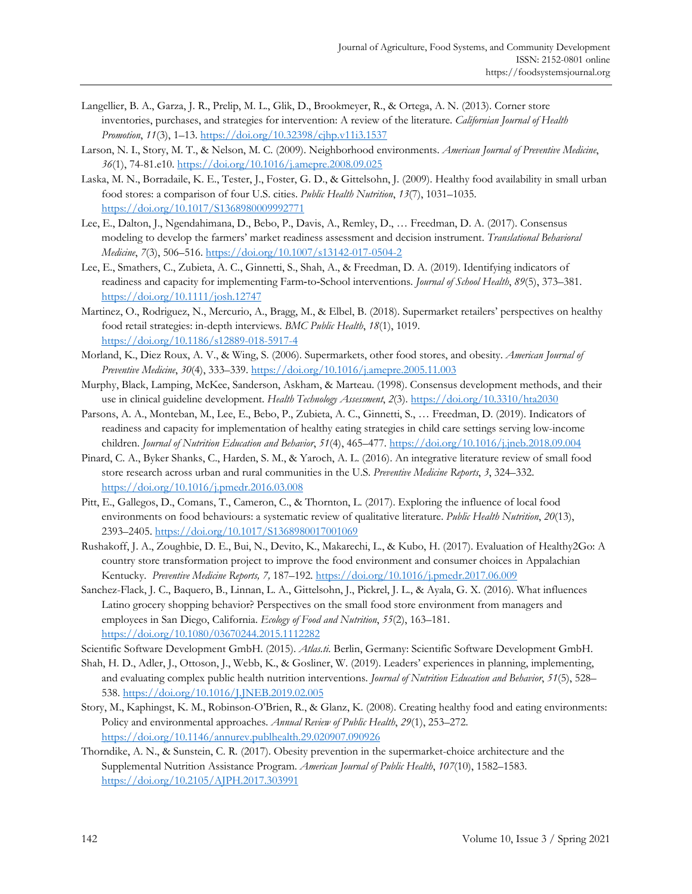Langellier, B. A., Garza, J. R., Prelip, M. L., Glik, D., Brookmeyer, R., & Ortega, A. N. (2013). Corner store inventories, purchases, and strategies for intervention: A review of the literature. *Californian Journal of Health Promotion*, *11*(3), 1–13. https://doi.org/10.32398/cjhp.v11i3.1537

Larson, N. I., Story, M. T., & Nelson, M. C. (2009). Neighborhood environments. *American Journal of Preventive Medicine*, *36*(1), 74-81.e10. https://doi.org/10.1016/j.amepre.2008.09.025

Laska, M. N., Borradaile, K. E., Tester, J., Foster, G. D., & Gittelsohn, J. (2009). Healthy food availability in small urban food stores: a comparison of four U.S. cities. *Public Health Nutrition*, *13*(7), 1031–1035. https://doi.org/10.1017/S1368980009992771

Lee, E., Dalton, J., Ngendahimana, D., Bebo, P., Davis, A., Remley, D., … Freedman, D. A. (2017). Consensus modeling to develop the farmers' market readiness assessment and decision instrument. *Translational Behavioral Medicine*, *7*(3), 506–516. https://doi.org/10.1007/s13142-017-0504-2

Lee, E., Smathers, C., Zubieta, A. C., Ginnetti, S., Shah, A., & Freedman, D. A. (2019). Identifying indicators of readiness and capacity for implementing Farm-to-School interventions. *Journal of School Health*, *89*(5), 373–381. https://doi.org/10.1111/josh.12747

Martinez, O., Rodriguez, N., Mercurio, A., Bragg, M., & Elbel, B. (2018). Supermarket retailers' perspectives on healthy food retail strategies: in-depth interviews. *BMC Public Health*, *18*(1), 1019. https://doi.org/10.1186/s12889-018-5917-4

Morland, K., Diez Roux, A. V., & Wing, S. (2006). Supermarkets, other food stores, and obesity. *American Journal of Preventive Medicine*, *30*(4), 333–339. https://doi.org/10.1016/j.amepre.2005.11.003

Murphy, Black, Lamping, McKee, Sanderson, Askham, & Marteau. (1998). Consensus development methods, and their use in clinical guideline development. *Health Technology Assessment*, *2*(3). https://doi.org/10.3310/hta2030

Parsons, A. A., Monteban, M., Lee, E., Bebo, P., Zubieta, A. C., Ginnetti, S., … Freedman, D. (2019). Indicators of readiness and capacity for implementation of healthy eating strategies in child care settings serving low-income children. *Journal of Nutrition Education and Behavior*, *51*(4), 465–477. https://doi.org/10.1016/j.jneb.2018.09.004

Pinard, C. A., Byker Shanks, C., Harden, S. M., & Yaroch, A. L. (2016). An integrative literature review of small food store research across urban and rural communities in the U.S. *Preventive Medicine Reports*, *3*, 324–332. https://doi.org/10.1016/j.pmedr.2016.03.008

Pitt, E., Gallegos, D., Comans, T., Cameron, C., & Thornton, L. (2017). Exploring the influence of local food environments on food behaviours: a systematic review of qualitative literature. *Public Health Nutrition*, *20*(13), 2393–2405. https://doi.org/10.1017/S1368980017001069

Rushakoff, J. A., Zoughbie, D. E., Bui, N., Devito, K., Makarechi, L., & Kubo, H. (2017). Evaluation of Healthy2Go: A country store transformation project to improve the food environment and consumer choices in Appalachian Kentucky. *Preventive Medicine Reports, 7,* 187–192. https://doi.org/10.1016/j.pmedr.2017.06.009

Sanchez-Flack, J. C., Baquero, B., Linnan, L. A., Gittelsohn, J., Pickrel, J. L., & Ayala, G. X. (2016). What influences Latino grocery shopping behavior? Perspectives on the small food store environment from managers and employees in San Diego, California. *Ecology of Food and Nutrition*, *55*(2), 163–181. https://doi.org/10.1080/03670244.2015.1112282

Scientific Software Development GmbH. (2015). *Atlas.ti*. Berlin, Germany: Scientific Software Development GmbH.

Shah, H. D., Adler, J., Ottoson, J., Webb, K., & Gosliner, W. (2019). Leaders' experiences in planning, implementing, and evaluating complex public health nutrition interventions. *Journal of Nutrition Education and Behavior*, *51*(5), 528–538. https://doi.org/10.1016/J.JNEB.2019.02.005

Story, M., Kaphingst, K. M., Robinson-O'Brien, R., & Glanz, K. (2008). Creating healthy food and eating environments: Policy and environmental approaches. *Annual Review of Public Health*, *29*(1), 253–272. https://doi.org/10.1146/annurev.publhealth.29.020907.090926

Thorndike, A. N., & Sunstein, C. R. (2017). Obesity prevention in the supermarket-choice architecture and the Supplemental Nutrition Assistance Program. *American Journal of Public Health*, *107*(10), 1582–1583. https://doi.org/10.2105/AJPH.2017.303991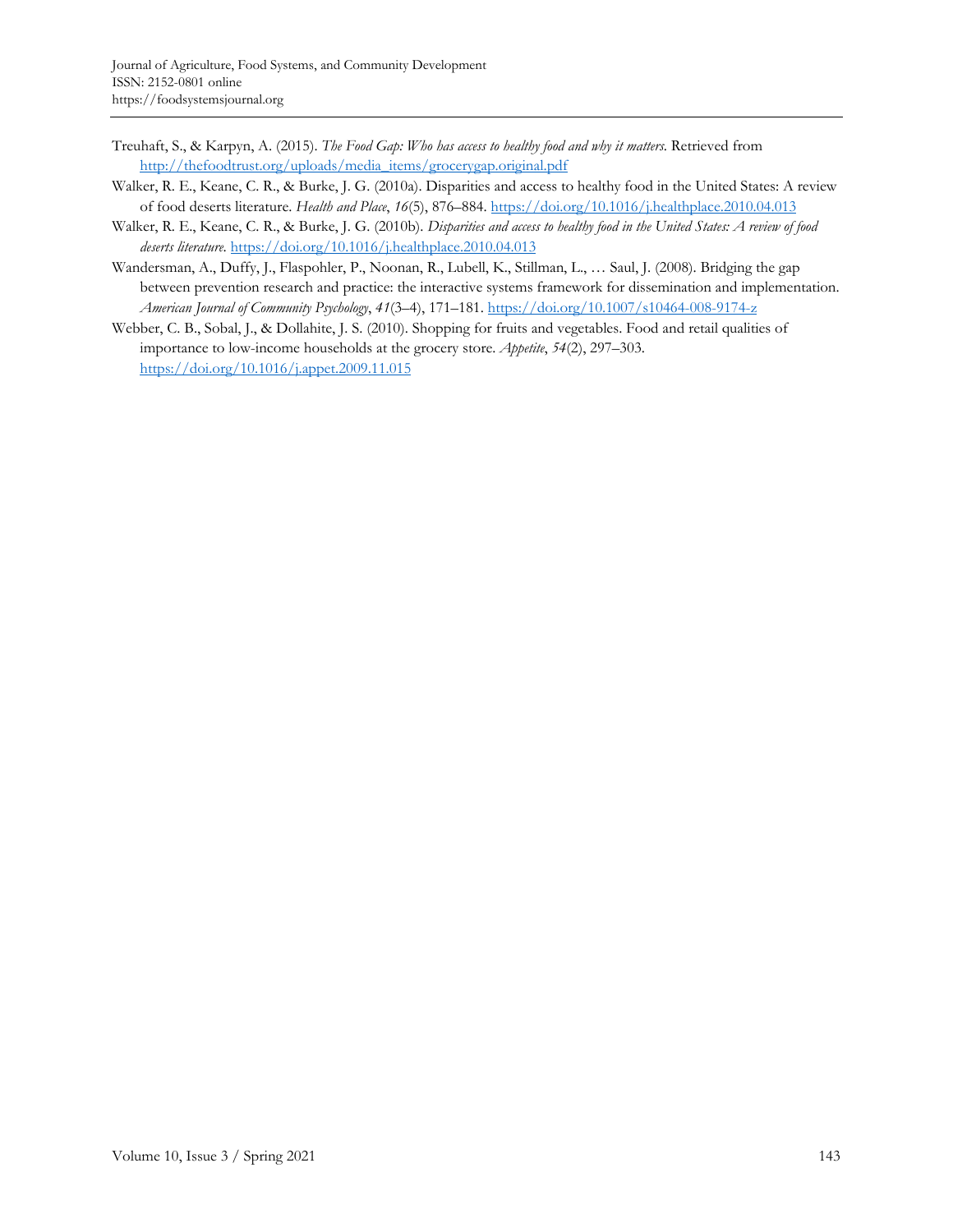Treuhaft, S., & Karpyn, A. (2015). *The Food Gap: Who has access to healthy food and why it matters*. Retrieved from http://thefoodtrust.org/uploads/media_items/grocerygap.original.pdf

Walker, R. E., Keane, C. R., & Burke, J. G. (2010a). Disparities and access to healthy food in the United States: A review of food deserts literature. *Health and Place*, *16*(5), 876–884. https://doi.org/10.1016/j.healthplace.2010.04.013

Walker, R. E., Keane, C. R., & Burke, J. G. (2010b). *Disparities and access to healthy food in the United States: A review of food deserts literature*. https://doi.org/10.1016/j.healthplace.2010.04.013

Wandersman, A., Duffy, J., Flaspohler, P., Noonan, R., Lubell, K., Stillman, L., … Saul, J. (2008). Bridging the gap between prevention research and practice: the interactive systems framework for dissemination and implementation. *American Journal of Community Psychology*, *41*(3–4), 171–181. https://doi.org/10.1007/s10464-008-9174-z

Webber, C. B., Sobal, J., & Dollahite, J. S. (2010). Shopping for fruits and vegetables. Food and retail qualities of importance to low-income households at the grocery store. *Appetite*, *54*(2), 297–303. https://doi.org/10.1016/j.appet.2009.11.015